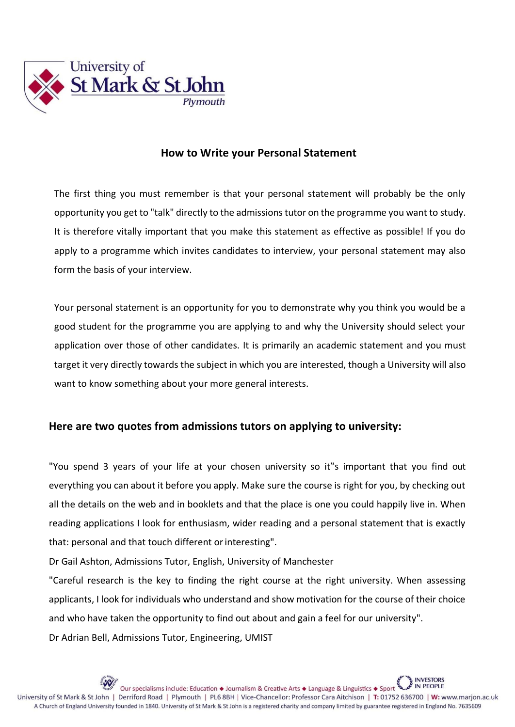# How to Write your Personal Statement

The first thing you must remember is that your personal statement will probably be the only opportunity you get to "talk" directly to the admissions tutor on the programme you want to study. It is therefore vitally important that you make this statement as effective as possible! If you do apply to a programme which invites candidates to interview, your personal statement may also form the basis of your interview.

Your personal statement is an opportunity for you to demonstrate why you think you would be a good student for the programme you are applying to and why the University should select your application over those of other candidates. It is primarily an academic statement and you must target it very directly towards the subject in which you are interested, though a University will also want to know something about your more general interests.

## Here are two quotes from admissions tutors on applying to university:

"You spend 3 years of your life at your chosen university so it�because important that you find out everything you can about it before you apply. Make sure the course is right for you, by checking out all the details on the web and in booklets and that the place is one you could happily live in. When reading applications I look for enthusiasm, wider reading and a personal statement that is exactly that: personal and that touch different or interesting".

Dr Gail Ashton, Admissions Tutor, English, University of Manchester

"Careful research is the key to finding the right course at the right university. When assessing applicants, I look for individuals who understand and show motivation for the course of their choice and who have taken the opportunity to find out about and gain a feel for our university".

Dr Adrian Bell, Admissions Tutor, Engineering, UMIST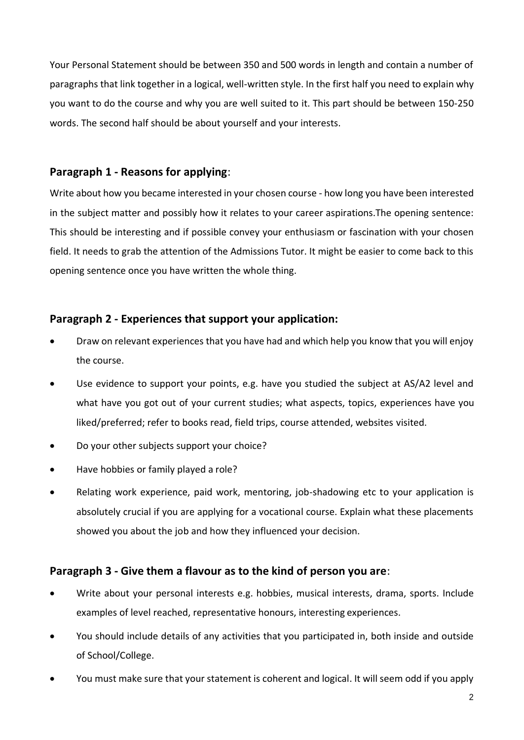Your Personal Statement should be between 350 and 500 words in length and contain a number of paragraphs that link together in a logical, well-written style. In the first half you need to explain why you want to do the course and why you are well suited to it. This part should be between 150-250 words. The second half should be about yourself and your interests.

## Paragraph 1 - Reasons for applying:

Write about how you became interested in your chosen course - how long you have been interested in the subject matter and possibly how it relates to your career aspirations.The opening sentence: This should be interesting and if possible convey your enthusiasm or fascination with your chosen field. It needs to grab the attention of the Admissions Tutor. It might be easier to come back to this opening sentence once you have written the whole thing.

## Paragraph 2 - Experiences that support your application:

- Draw on relevant experiences that you have had and which help you know that you will enjoy the course.
- Use evidence to support your points, e.g. have you studied the subject at AS/A2 level and what have you got out of your current studies; what aspects, topics, experiences have you liked/preferred; refer to books read, field trips, course attended, websites visited.
- Do your other subjects support your choice?
- Have hobbies or family played a role?
- Relating work experience, paid work, mentoring, job-shadowing etc to your application is absolutely crucial if you are applying for a vocational course. Explain what these placements showed you about the job and how they influenced your decision.

## Paragraph 3 - Give them a flavour as to the kind of person you are:

- Write about your personal interests e.g. hobbies, musical interests, drama, sports. Include examples of level reached, representative honours, interesting experiences.
- You should include details of any activities that you participated in, both inside and outside of School/College.
- You must make sure that your statement is coherent and logical. It will seem odd if you apply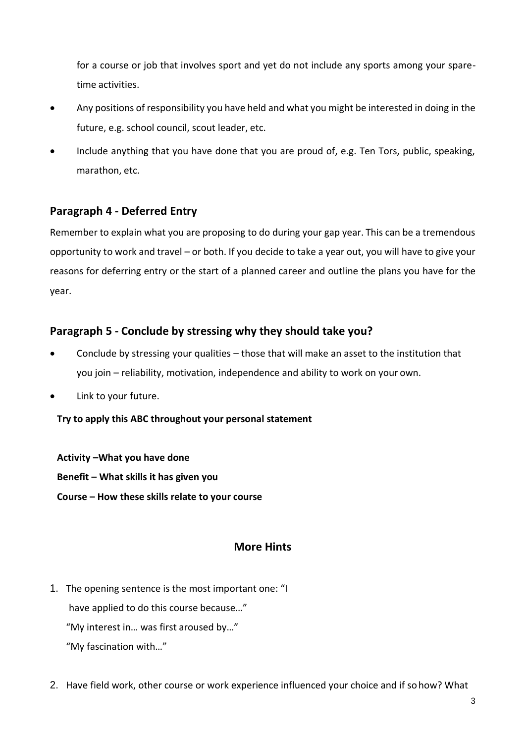for a course or job that involves sport and yet do not include any sports among your spare-time activities.

- Any positions of responsibility you have held and what you might be interested in doing in the future, e.g. school council, scout leader, etc.
- Include anything that you have done that you are proud of, e.g. Ten Tors, public, speaking, marathon, etc.

## Paragraph 4 - Deferred Entry

Remember to explain what you are proposing to do during your gap year. This can be a tremendous opportunity to work and travel – or both. If you decide to take a year out, you will have to give your reasons for deferring entry or the start of a planned career and outline the plans you have for the year.

## Paragraph 5 - Conclude by stressing why they should take you?

- Conclude by stressing your qualities – those that will make an asset to the institution that you join – reliability, motivation, independence and ability to work on your own.
- Link to your future.

**Try to apply this ABC throughout your personal statement**

**Activity –What you have done**
**Benefit – What skills it has given you**
**Course – How these skills relate to your course**

## More Hints

1. The opening sentence is the most important one: "I have applied to do this course because…"
   "My interest in… was first aroused by…"
   "My fascination with…"

2. Have field work, other course or work experience influenced your choice and if so how? What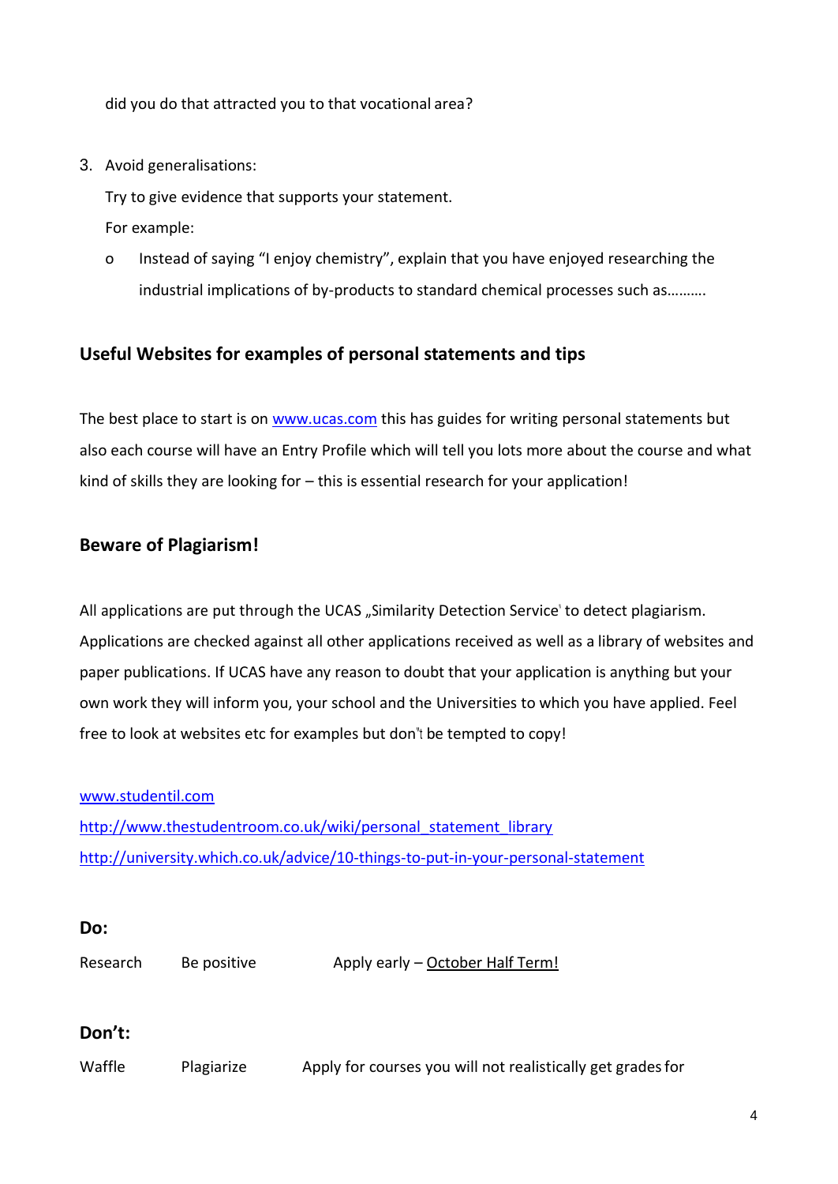did you do that attracted you to that vocational area?

3. Avoid generalisations:

   Try to give evidence that supports your statement.

   For example:

   - Instead of saying "I enjoy chemistry", explain that you have enjoyed researching the industrial implications of by-products to standard chemical processes such as……….

## Useful Websites for examples of personal statements and tips

The best place to start is on [www.ucas.com](http://www.ucas.com) this has guides for writing personal statements but also each course will have an Entry Profile which will tell you lots more about the course and what kind of skills they are looking for – this is essential research for your application!

## Beware of Plagiarism!

All applications are put through the UCAS „Similarity Detection Service' to detect plagiarism. Applications are checked against all other applications received as well as a library of websites and paper publications. If UCAS have any reason to doubt that your application is anything but your own work they will inform you, your school and the Universities to which you have applied. Feel free to look at websites etc for examples but don‟t be tempted to copy!

[www.studentil.com](http://www.studentil.com)
[http://www.thestudentroom.co.uk/wiki/personal_statement_library](http://www.thestudentroom.co.uk/wiki/personal_statement_library)
[http://university.which.co.uk/advice/10-things-to-put-in-your-personal-statement](http://university.which.co.uk/advice/10-things-to-put-in-your-personal-statement)

**Do:**

Research     Be positive     Apply early – October Half Term!

**Don't:**

Waffle     Plagiarize     Apply for courses you will not realistically get grades for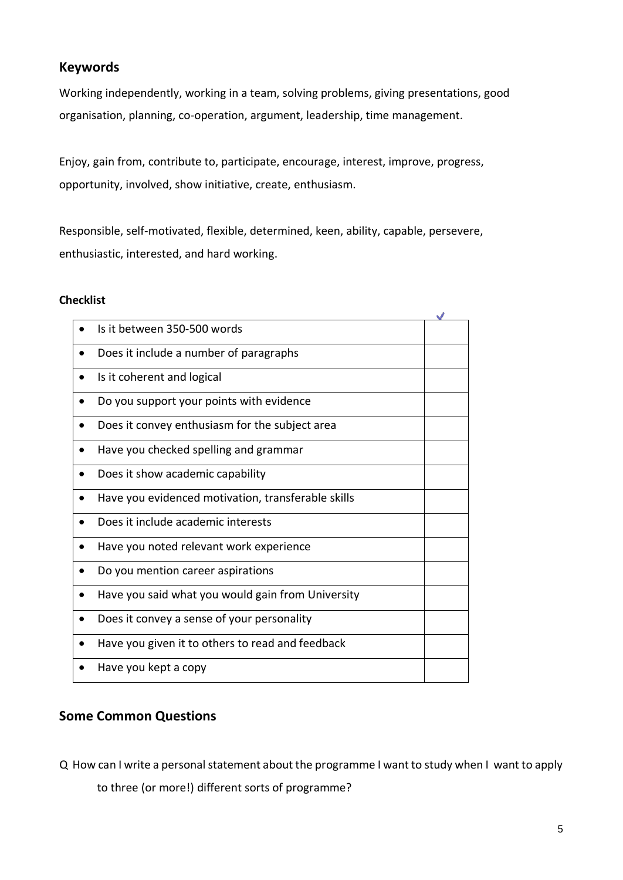## Keywords

Working independently, working in a team, solving problems, giving presentations, good organisation, planning, co-operation, argument, leadership, time management.

Enjoy, gain from, contribute to, participate, encourage, interest, improve, progress, opportunity, involved, show initiative, create, enthusiasm.

Responsible, self-motivated, flexible, determined, keen, ability, capable, persevere, enthusiastic, interested, and hard working.

**Checklist**

| | ✓ |
|---|---|
| • Is it between 350-500 words | |
| • Does it include a number of paragraphs | |
| • Is it coherent and logical | |
| • Do you support your points with evidence | |
| • Does it convey enthusiasm for the subject area | |
| • Have you checked spelling and grammar | |
| • Does it show academic capability | |
| • Have you evidenced motivation, transferable skills | |
| • Does it include academic interests | |
| • Have you noted relevant work experience | |
| • Do you mention career aspirations | |
| • Have you said what you would gain from University | |
| • Does it convey a sense of your personality | |
| • Have you given it to others to read and feedback | |
| • Have you kept a copy | |

## Some Common Questions

Q How can I write a personal statement about the programme I want to study when I want to apply to three (or more!) different sorts of programme?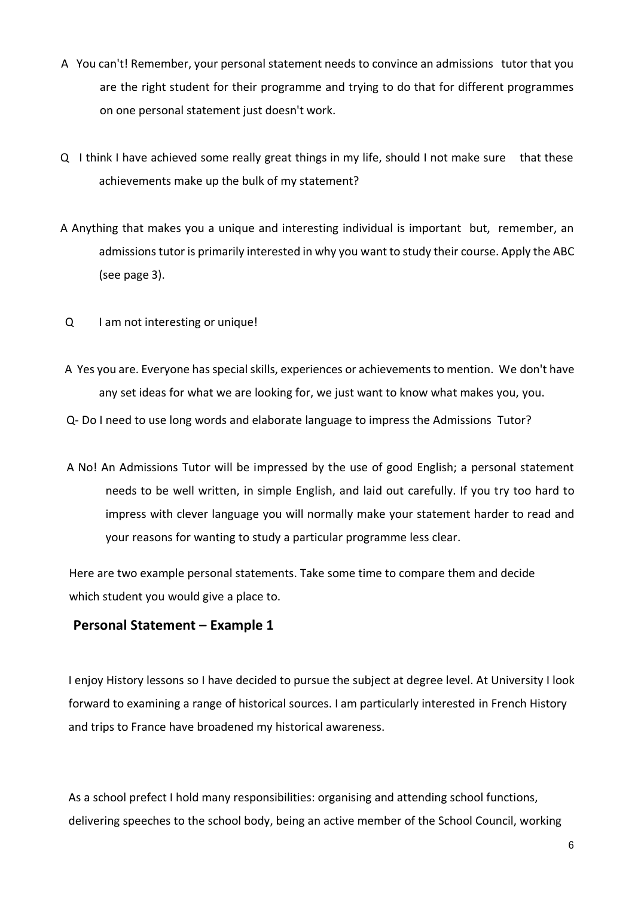A You can't! Remember, your personal statement needs to convince an admissions tutor that you are the right student for their programme and trying to do that for different programmes on one personal statement just doesn't work.

Q I think I have achieved some really great things in my life, should I not make sure that these achievements make up the bulk of my statement?

A Anything that makes you a unique and interesting individual is important but, remember, an admissions tutor is primarily interested in why you want to study their course. Apply the ABC (see page 3).

Q I am not interesting or unique!

A Yes you are. Everyone has special skills, experiences or achievements to mention. We don't have any set ideas for what we are looking for, we just want to know what makes you, you.

Q- Do I need to use long words and elaborate language to impress the Admissions Tutor?

A No! An Admissions Tutor will be impressed by the use of good English; a personal statement needs to be well written, in simple English, and laid out carefully. If you try too hard to impress with clever language you will normally make your statement harder to read and your reasons for wanting to study a particular programme less clear.

Here are two example personal statements. Take some time to compare them and decide which student you would give a place to.

## Personal Statement – Example 1

I enjoy History lessons so I have decided to pursue the subject at degree level. At University I look forward to examining a range of historical sources. I am particularly interested in French History and trips to France have broadened my historical awareness.

As a school prefect I hold many responsibilities: organising and attending school functions, delivering speeches to the school body, being an active member of the School Council, working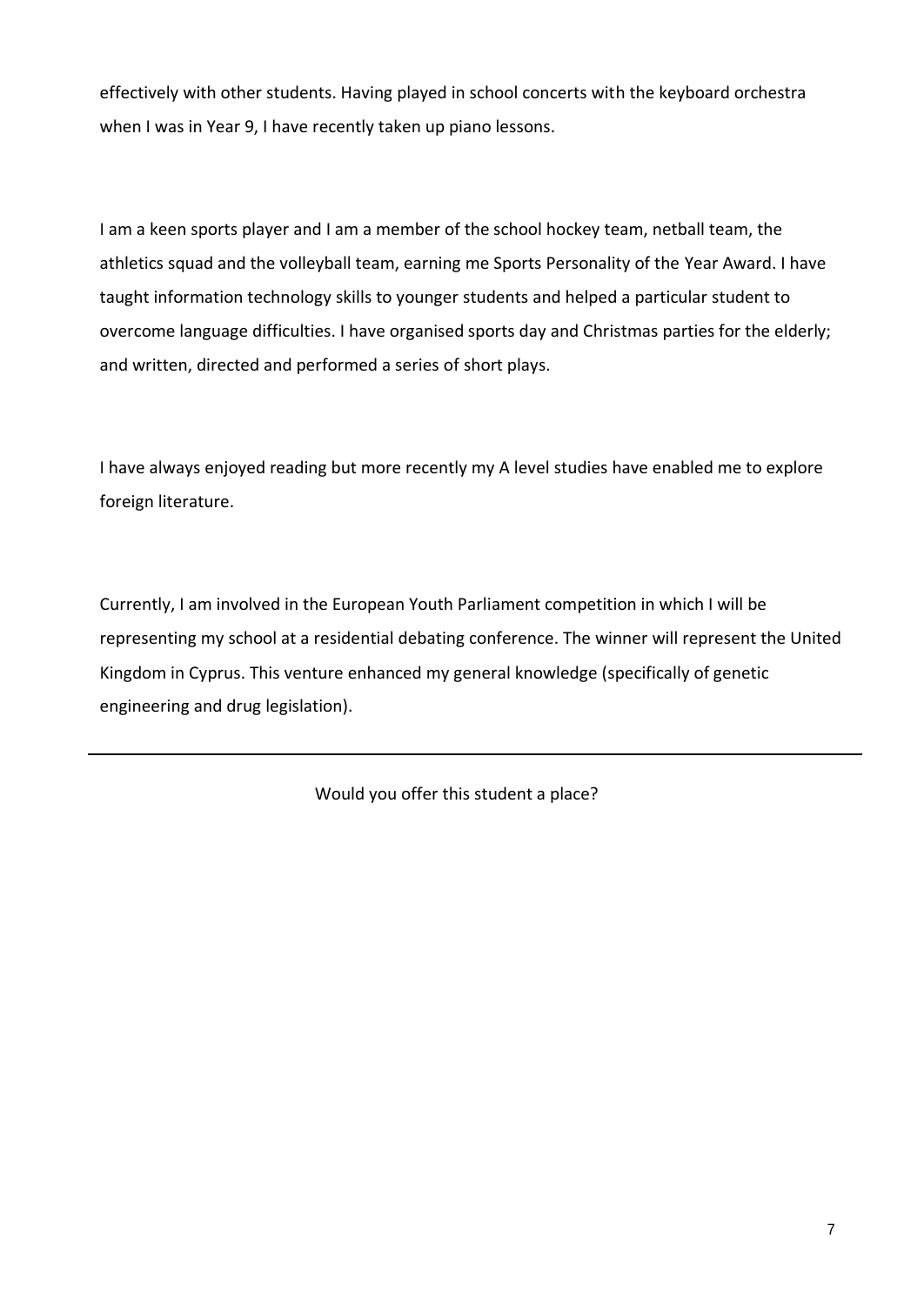effectively with other students. Having played in school concerts with the keyboard orchestra when I was in Year 9, I have recently taken up piano lessons.

I am a keen sports player and I am a member of the school hockey team, netball team, the athletics squad and the volleyball team, earning me Sports Personality of the Year Award. I have taught information technology skills to younger students and helped a particular student to overcome language difficulties. I have organised sports day and Christmas parties for the elderly; and written, directed and performed a series of short plays.

I have always enjoyed reading but more recently my A level studies have enabled me to explore foreign literature.

Currently, I am involved in the European Youth Parliament competition in which I will be representing my school at a residential debating conference. The winner will represent the United Kingdom in Cyprus. This venture enhanced my general knowledge (specifically of genetic engineering and drug legislation).

---

Would you offer this student a place?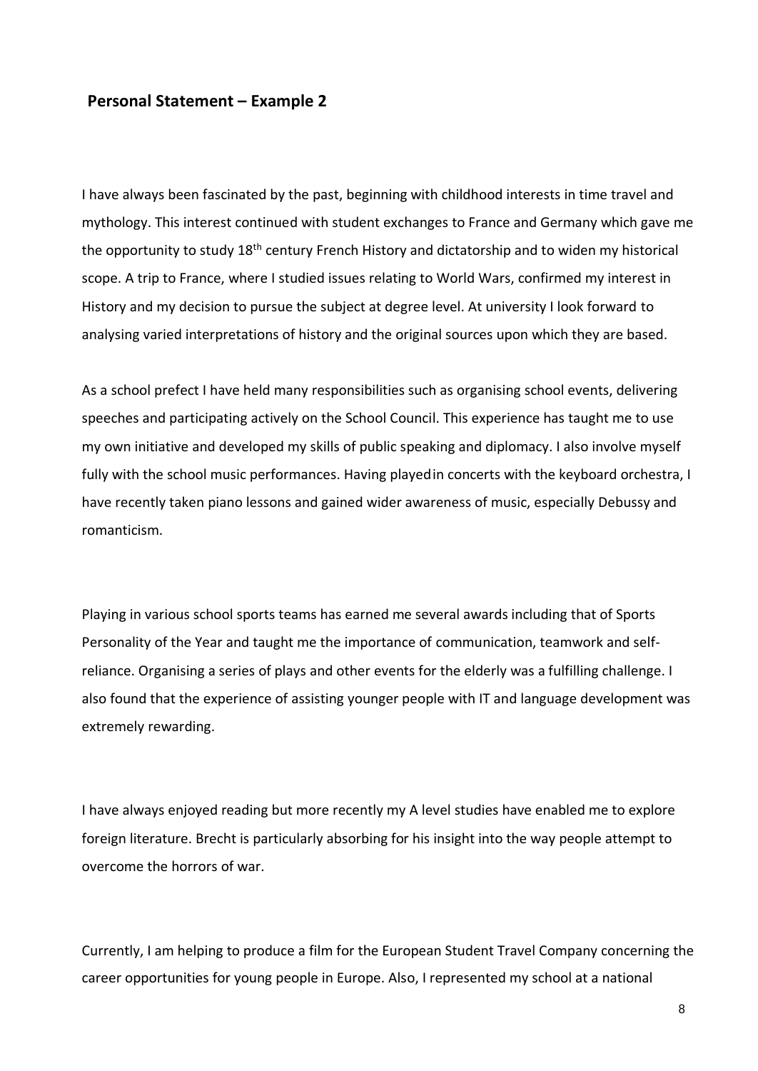## Personal Statement – Example 2

I have always been fascinated by the past, beginning with childhood interests in time travel and mythology. This interest continued with student exchanges to France and Germany which gave me the opportunity to study 18th century French History and dictatorship and to widen my historical scope. A trip to France, where I studied issues relating to World Wars, confirmed my interest in History and my decision to pursue the subject at degree level. At university I look forward to analysing varied interpretations of history and the original sources upon which they are based.

As a school prefect I have held many responsibilities such as organising school events, delivering speeches and participating actively on the School Council. This experience has taught me to use my own initiative and developed my skills of public speaking and diplomacy. I also involve myself fully with the school music performances. Having played in concerts with the keyboard orchestra, I have recently taken piano lessons and gained wider awareness of music, especially Debussy and romanticism.

Playing in various school sports teams has earned me several awards including that of Sports Personality of the Year and taught me the importance of communication, teamwork and self-reliance. Organising a series of plays and other events for the elderly was a fulfilling challenge. I also found that the experience of assisting younger people with IT and language development was extremely rewarding.

I have always enjoyed reading but more recently my A level studies have enabled me to explore foreign literature. Brecht is particularly absorbing for his insight into the way people attempt to overcome the horrors of war.

Currently, I am helping to produce a film for the European Student Travel Company concerning the career opportunities for young people in Europe. Also, I represented my school at a national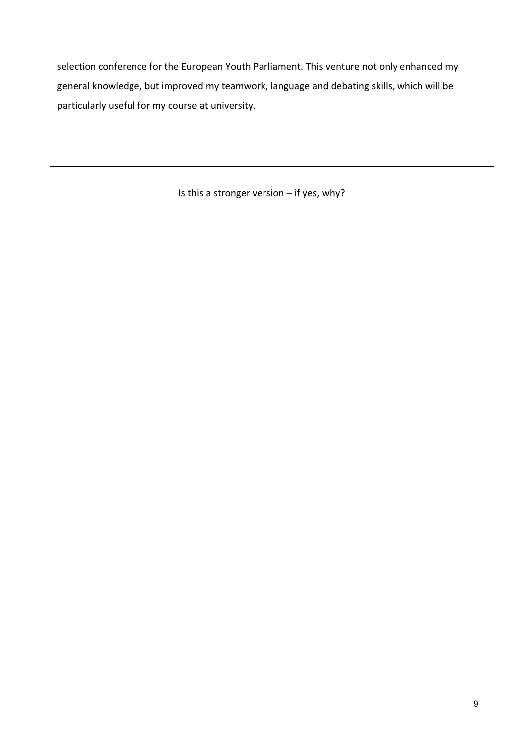selection conference for the European Youth Parliament. This venture not only enhanced my general knowledge, but improved my teamwork, language and debating skills, which will be particularly useful for my course at university.

---

Is this a stronger version – if yes, why?